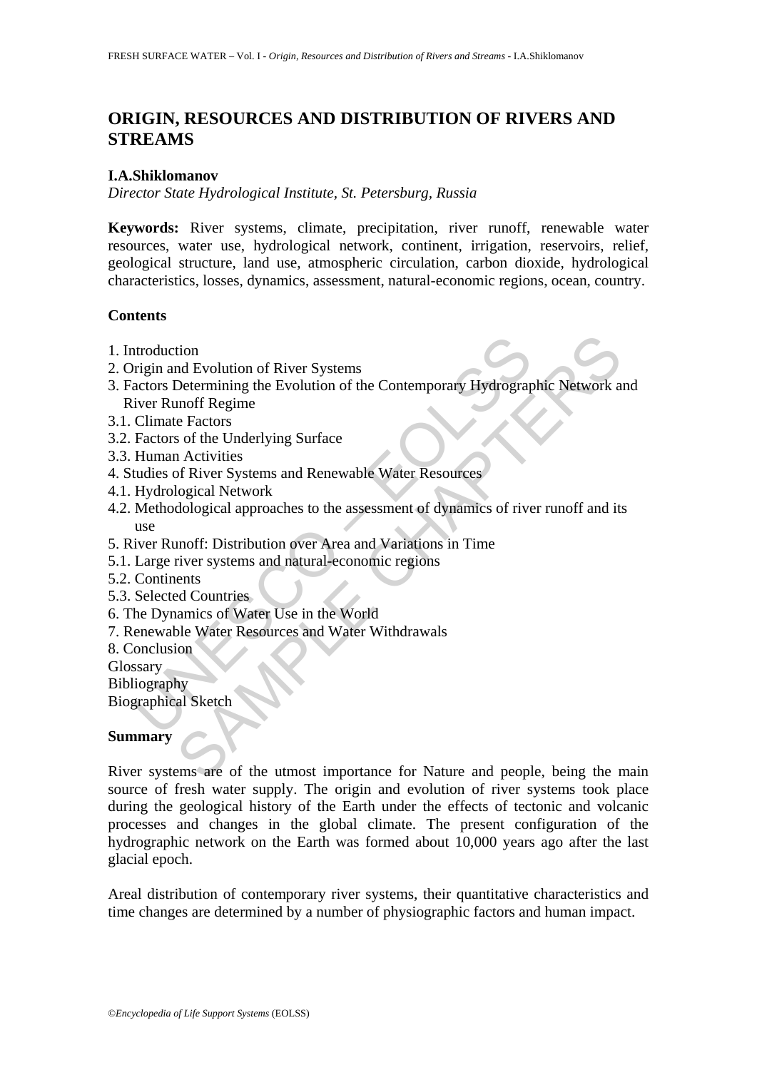# ORIGIN, RESOURCES AND DISTRIBUTION OF RIVERS AND STREAMS

**I.A.Shiklomanov**

*Director State Hydrological Institute, St. Petersburg, Russia*

**Keywords:** River systems, climate, precipitation, river runoff, renewable water resources, water use, hydrological network, continent, irrigation, reservoirs, relief, geological structure, land use, atmospheric circulation, carbon dioxide, hydrological characteristics, losses, dynamics, assessment, natural-economic regions, ocean, country.

## Contents

1. Introduction
2. Origin and Evolution of River Systems
3. Factors Determining the Evolution of the Contemporary Hydrographic Network and River Runoff Regime
3.1. Climate Factors
3.2. Factors of the Underlying Surface
3.3. Human Activities
4. Studies of River Systems and Renewable Water Resources
4.1. Hydrological Network
4.2. Methodological approaches to the assessment of dynamics of river runoff and its use
5. River Runoff: Distribution over Area and Variations in Time
5.1. Large river systems and natural-economic regions
5.2. Continents
5.3. Selected Countries
6. The Dynamics of Water Use in the World
7. Renewable Water Resources and Water Withdrawals
8. Conclusion

Glossary

Bibliography

Biographical Sketch

## Summary

River systems are of the utmost importance for Nature and people, being the main source of fresh water supply. The origin and evolution of river systems took place during the geological history of the Earth under the effects of tectonic and volcanic processes and changes in the global climate. The present configuration of the hydrographic network on the Earth was formed about 10,000 years ago after the last glacial epoch.

Areal distribution of contemporary river systems, their quantitative characteristics and time changes are determined by a number of physiographic factors and human impact.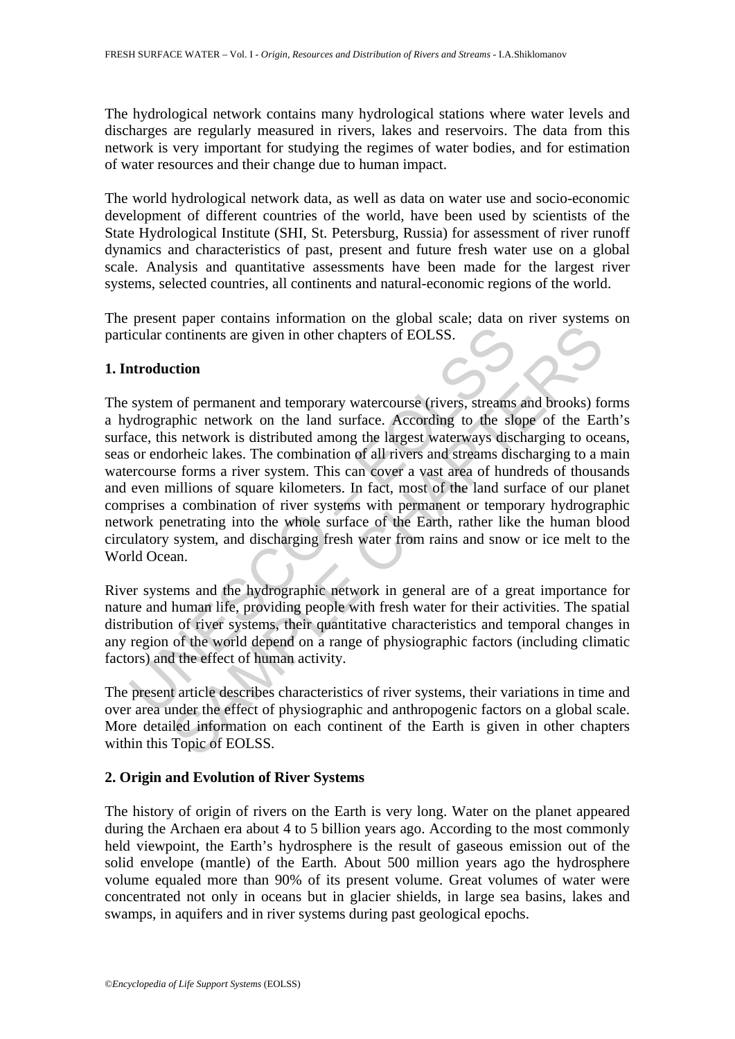The hydrological network contains many hydrological stations where water levels and discharges are regularly measured in rivers, lakes and reservoirs. The data from this network is very important for studying the regimes of water bodies, and for estimation of water resources and their change due to human impact.

The world hydrological network data, as well as data on water use and socio-economic development of different countries of the world, have been used by scientists of the State Hydrological Institute (SHI, St. Petersburg, Russia) for assessment of river runoff dynamics and characteristics of past, present and future fresh water use on a global scale. Analysis and quantitative assessments have been made for the largest river systems, selected countries, all continents and natural-economic regions of the world.

The present paper contains information on the global scale; data on river systems on particular continents are given in other chapters of EOLSS.

## 1. Introduction

The system of permanent and temporary watercourse (rivers, streams and brooks) forms a hydrographic network on the land surface. According to the slope of the Earth's surface, this network is distributed among the largest waterways discharging to oceans, seas or endorheic lakes. The combination of all rivers and streams discharging to a main watercourse forms a river system. This can cover a vast area of hundreds of thousands and even millions of square kilometers. In fact, most of the land surface of our planet comprises a combination of river systems with permanent or temporary hydrographic network penetrating into the whole surface of the Earth, rather like the human blood circulatory system, and discharging fresh water from rains and snow or ice melt to the World Ocean.

River systems and the hydrographic network in general are of a great importance for nature and human life, providing people with fresh water for their activities. The spatial distribution of river systems, their quantitative characteristics and temporal changes in any region of the world depend on a range of physiographic factors (including climatic factors) and the effect of human activity.

The present article describes characteristics of river systems, their variations in time and over area under the effect of physiographic and anthropogenic factors on a global scale. More detailed information on each continent of the Earth is given in other chapters within this Topic of EOLSS.

## 2. Origin and Evolution of River Systems

The history of origin of rivers on the Earth is very long. Water on the planet appeared during the Archaen era about 4 to 5 billion years ago. According to the most commonly held viewpoint, the Earth's hydrosphere is the result of gaseous emission out of the solid envelope (mantle) of the Earth. About 500 million years ago the hydrosphere volume equaled more than 90% of its present volume. Great volumes of water were concentrated not only in oceans but in glacier shields, in large sea basins, lakes and swamps, in aquifers and in river systems during past geological epochs.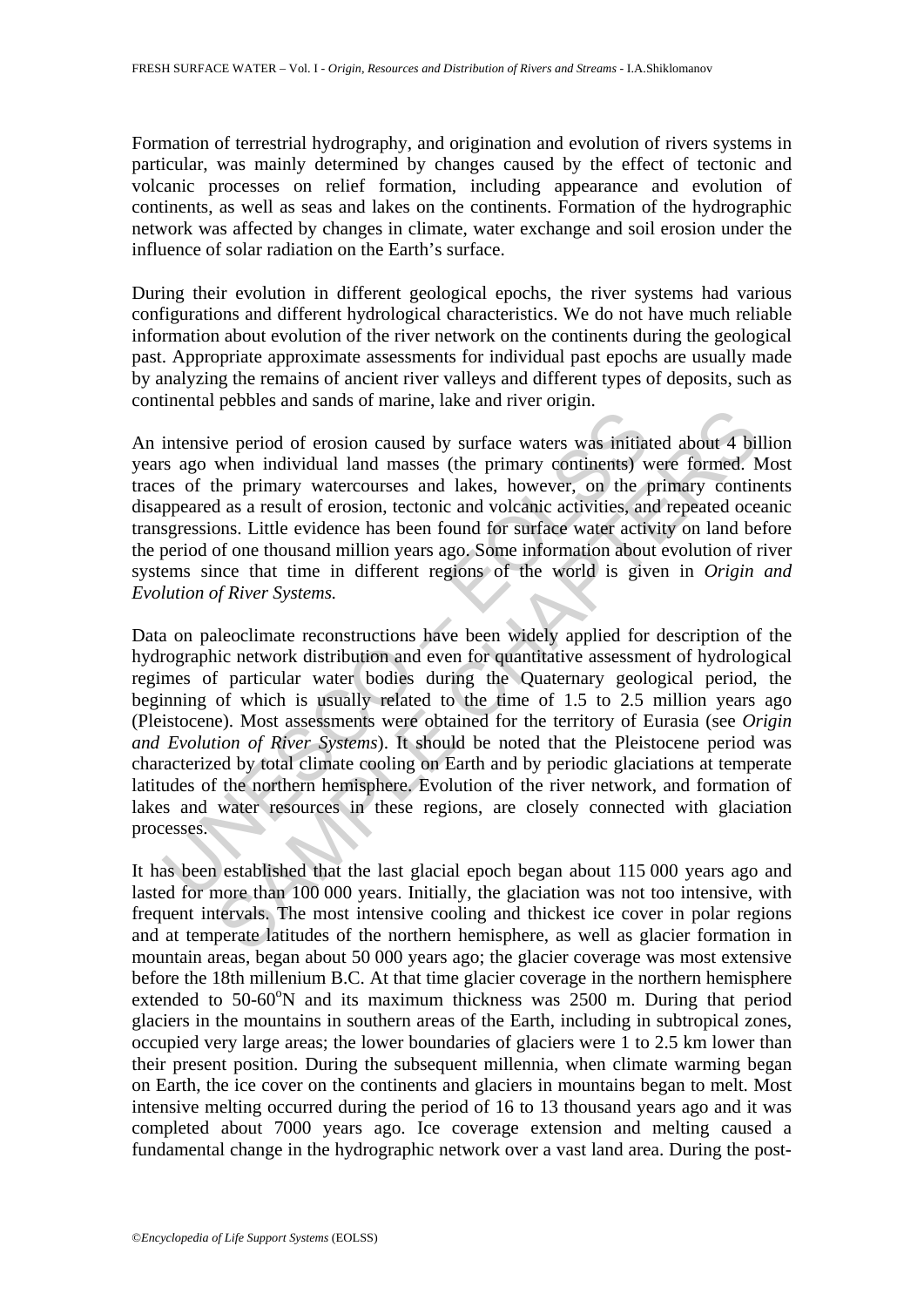Formation of terrestrial hydrography, and origination and evolution of rivers systems in particular, was mainly determined by changes caused by the effect of tectonic and volcanic processes on relief formation, including appearance and evolution of continents, as well as seas and lakes on the continents. Formation of the hydrographic network was affected by changes in climate, water exchange and soil erosion under the influence of solar radiation on the Earth's surface.

During their evolution in different geological epochs, the river systems had various configurations and different hydrological characteristics. We do not have much reliable information about evolution of the river network on the continents during the geological past. Appropriate approximate assessments for individual past epochs are usually made by analyzing the remains of ancient river valleys and different types of deposits, such as continental pebbles and sands of marine, lake and river origin.

An intensive period of erosion caused by surface waters was initiated about 4 billion years ago when individual land masses (the primary continents) were formed. Most traces of the primary watercourses and lakes, however, on the primary continents disappeared as a result of erosion, tectonic and volcanic activities, and repeated oceanic transgressions. Little evidence has been found for surface water activity on land before the period of one thousand million years ago. Some information about evolution of river systems since that time in different regions of the world is given in *Origin and Evolution of River Systems.*

Data on paleoclimate reconstructions have been widely applied for description of the hydrographic network distribution and even for quantitative assessment of hydrological regimes of particular water bodies during the Quaternary geological period, the beginning of which is usually related to the time of 1.5 to 2.5 million years ago (Pleistocene). Most assessments were obtained for the territory of Eurasia (see *Origin and Evolution of River Systems*). It should be noted that the Pleistocene period was characterized by total climate cooling on Earth and by periodic glaciations at temperate latitudes of the northern hemisphere. Evolution of the river network, and formation of lakes and water resources in these regions, are closely connected with glaciation processes.

It has been established that the last glacial epoch began about 115 000 years ago and lasted for more than 100 000 years. Initially, the glaciation was not too intensive, with frequent intervals. The most intensive cooling and thickest ice cover in polar regions and at temperate latitudes of the northern hemisphere, as well as glacier formation in mountain areas, began about 50 000 years ago; the glacier coverage was most extensive before the 18th millenium B.C. At that time glacier coverage in the northern hemisphere extended to 50-60$^{o}$N and its maximum thickness was 2500 m. During that period glaciers in the mountains in southern areas of the Earth, including in subtropical zones, occupied very large areas; the lower boundaries of glaciers were 1 to 2.5 km lower than their present position. During the subsequent millennia, when climate warming began on Earth, the ice cover on the continents and glaciers in mountains began to melt. Most intensive melting occurred during the period of 16 to 13 thousand years ago and it was completed about 7000 years ago. Ice coverage extension and melting caused a fundamental change in the hydrographic network over a vast land area. During the post-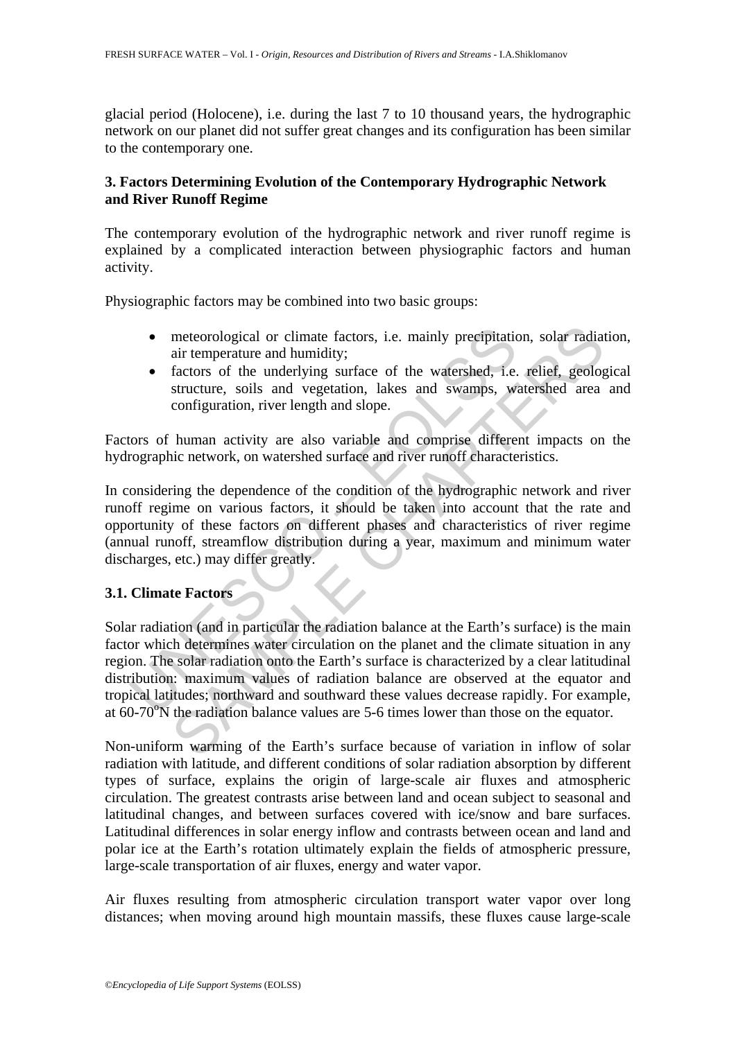glacial period (Holocene), i.e. during the last 7 to 10 thousand years, the hydrographic network on our planet did not suffer great changes and its configuration has been similar to the contemporary one.

## 3. Factors Determining Evolution of the Contemporary Hydrographic Network and River Runoff Regime

The contemporary evolution of the hydrographic network and river runoff regime is explained by a complicated interaction between physiographic factors and human activity.

Physiographic factors may be combined into two basic groups:

- meteorological or climate factors, i.e. mainly precipitation, solar radiation, air temperature and humidity;
- factors of the underlying surface of the watershed, i.e. relief, geological structure, soils and vegetation, lakes and swamps, watershed area and configuration, river length and slope.

Factors of human activity are also variable and comprise different impacts on the hydrographic network, on watershed surface and river runoff characteristics.

In considering the dependence of the condition of the hydrographic network and river runoff regime on various factors, it should be taken into account that the rate and opportunity of these factors on different phases and characteristics of river regime (annual runoff, streamflow distribution during a year, maximum and minimum water discharges, etc.) may differ greatly.

### 3.1. Climate Factors

Solar radiation (and in particular the radiation balance at the Earth's surface) is the main factor which determines water circulation on the planet and the climate situation in any region. The solar radiation onto the Earth's surface is characterized by a clear latitudinal distribution: maximum values of radiation balance are observed at the equator and tropical latitudes; northward and southward these values decrease rapidly. For example, at 60-70$^{o}$N the radiation balance values are 5-6 times lower than those on the equator.

Non-uniform warming of the Earth's surface because of variation in inflow of solar radiation with latitude, and different conditions of solar radiation absorption by different types of surface, explains the origin of large-scale air fluxes and atmospheric circulation. The greatest contrasts arise between land and ocean subject to seasonal and latitudinal changes, and between surfaces covered with ice/snow and bare surfaces. Latitudinal differences in solar energy inflow and contrasts between ocean and land and polar ice at the Earth's rotation ultimately explain the fields of atmospheric pressure, large-scale transportation of air fluxes, energy and water vapor.

Air fluxes resulting from atmospheric circulation transport water vapor over long distances; when moving around high mountain massifs, these fluxes cause large-scale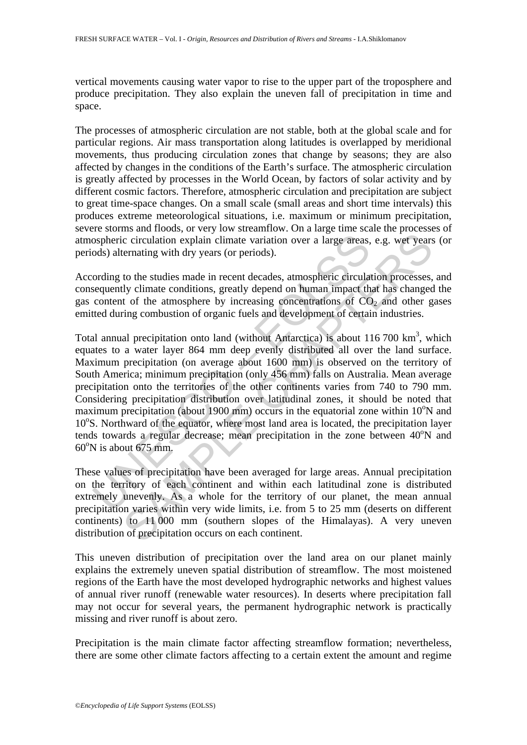vertical movements causing water vapor to rise to the upper part of the troposphere and produce precipitation. They also explain the uneven fall of precipitation in time and space.

The processes of atmospheric circulation are not stable, both at the global scale and for particular regions. Air mass transportation along latitudes is overlapped by meridional movements, thus producing circulation zones that change by seasons; they are also affected by changes in the conditions of the Earth's surface. The atmospheric circulation is greatly affected by processes in the World Ocean, by factors of solar activity and by different cosmic factors. Therefore, atmospheric circulation and precipitation are subject to great time-space changes. On a small scale (small areas and short time intervals) this produces extreme meteorological situations, i.e. maximum or minimum precipitation, severe storms and floods, or very low streamflow. On a large time scale the processes of atmospheric circulation explain climate variation over a large areas, e.g. wet years (or periods) alternating with dry years (or periods).

According to the studies made in recent decades, atmospheric circulation processes, and consequently climate conditions, greatly depend on human impact that has changed the gas content of the atmosphere by increasing concentrations of $CO_2$ and other gases emitted during combustion of organic fuels and development of certain industries.

Total annual precipitation onto land (without Antarctica) is about 116 700 km$^3$, which equates to a water layer 864 mm deep evenly distributed all over the land surface. Maximum precipitation (on average about 1600 mm) is observed on the territory of South America; minimum precipitation (only 456 mm) falls on Australia. Mean average precipitation onto the territories of the other continents varies from 740 to 790 mm. Considering precipitation distribution over latitudinal zones, it should be noted that maximum precipitation (about 1900 mm) occurs in the equatorial zone within 10$^o$N and 10$^o$S. Northward of the equator, where most land area is located, the precipitation layer tends towards a regular decrease; mean precipitation in the zone between 40$^o$N and 60$^o$N is about 675 mm.

These values of precipitation have been averaged for large areas. Annual precipitation on the territory of each continent and within each latitudinal zone is distributed extremely unevenly. As a whole for the territory of our planet, the mean annual precipitation varies within very wide limits, i.e. from 5 to 25 mm (deserts on different continents) to 11 000 mm (southern slopes of the Himalayas). A very uneven distribution of precipitation occurs on each continent.

This uneven distribution of precipitation over the land area on our planet mainly explains the extremely uneven spatial distribution of streamflow. The most moistened regions of the Earth have the most developed hydrographic networks and highest values of annual river runoff (renewable water resources). In deserts where precipitation fall may not occur for several years, the permanent hydrographic network is practically missing and river runoff is about zero.

Precipitation is the main climate factor affecting streamflow formation; nevertheless, there are some other climate factors affecting to a certain extent the amount and regime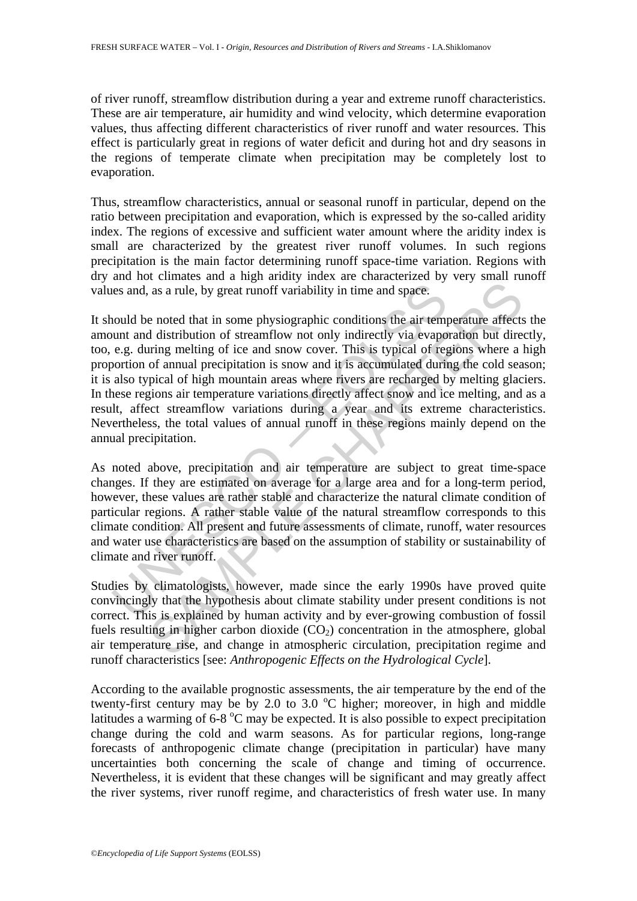of river runoff, streamflow distribution during a year and extreme runoff characteristics. These are air temperature, air humidity and wind velocity, which determine evaporation values, thus affecting different characteristics of river runoff and water resources. This effect is particularly great in regions of water deficit and during hot and dry seasons in the regions of temperate climate when precipitation may be completely lost to evaporation.

Thus, streamflow characteristics, annual or seasonal runoff in particular, depend on the ratio between precipitation and evaporation, which is expressed by the so-called aridity index. The regions of excessive and sufficient water amount where the aridity index is small are characterized by the greatest river runoff volumes. In such regions precipitation is the main factor determining runoff space-time variation. Regions with dry and hot climates and a high aridity index are characterized by very small runoff values and, as a rule, by great runoff variability in time and space.

It should be noted that in some physiographic conditions the air temperature affects the amount and distribution of streamflow not only indirectly via evaporation but directly, too, e.g. during melting of ice and snow cover. This is typical of regions where a high proportion of annual precipitation is snow and it is accumulated during the cold season; it is also typical of high mountain areas where rivers are recharged by melting glaciers. In these regions air temperature variations directly affect snow and ice melting, and as a result, affect streamflow variations during a year and its extreme characteristics. Nevertheless, the total values of annual runoff in these regions mainly depend on the annual precipitation.

As noted above, precipitation and air temperature are subject to great time-space changes. If they are estimated on average for a large area and for a long-term period, however, these values are rather stable and characterize the natural climate condition of particular regions. A rather stable value of the natural streamflow corresponds to this climate condition. All present and future assessments of climate, runoff, water resources and water use characteristics are based on the assumption of stability or sustainability of climate and river runoff.

Studies by climatologists, however, made since the early 1990s have proved quite convincingly that the hypothesis about climate stability under present conditions is not correct. This is explained by human activity and by ever-growing combustion of fossil fuels resulting in higher carbon dioxide ($CO_2$) concentration in the atmosphere, global air temperature rise, and change in atmospheric circulation, precipitation regime and runoff characteristics [see: *Anthropogenic Effects on the Hydrological Cycle*].

According to the available prognostic assessments, the air temperature by the end of the twenty-first century may be by 2.0 to 3.0 $^oC$ higher; moreover, in high and middle latitudes a warming of 6-8 $^oC$ may be expected. It is also possible to expect precipitation change during the cold and warm seasons. As for particular regions, long-range forecasts of anthropogenic climate change (precipitation in particular) have many uncertainties both concerning the scale of change and timing of occurrence. Nevertheless, it is evident that these changes will be significant and may greatly affect the river systems, river runoff regime, and characteristics of fresh water use. In many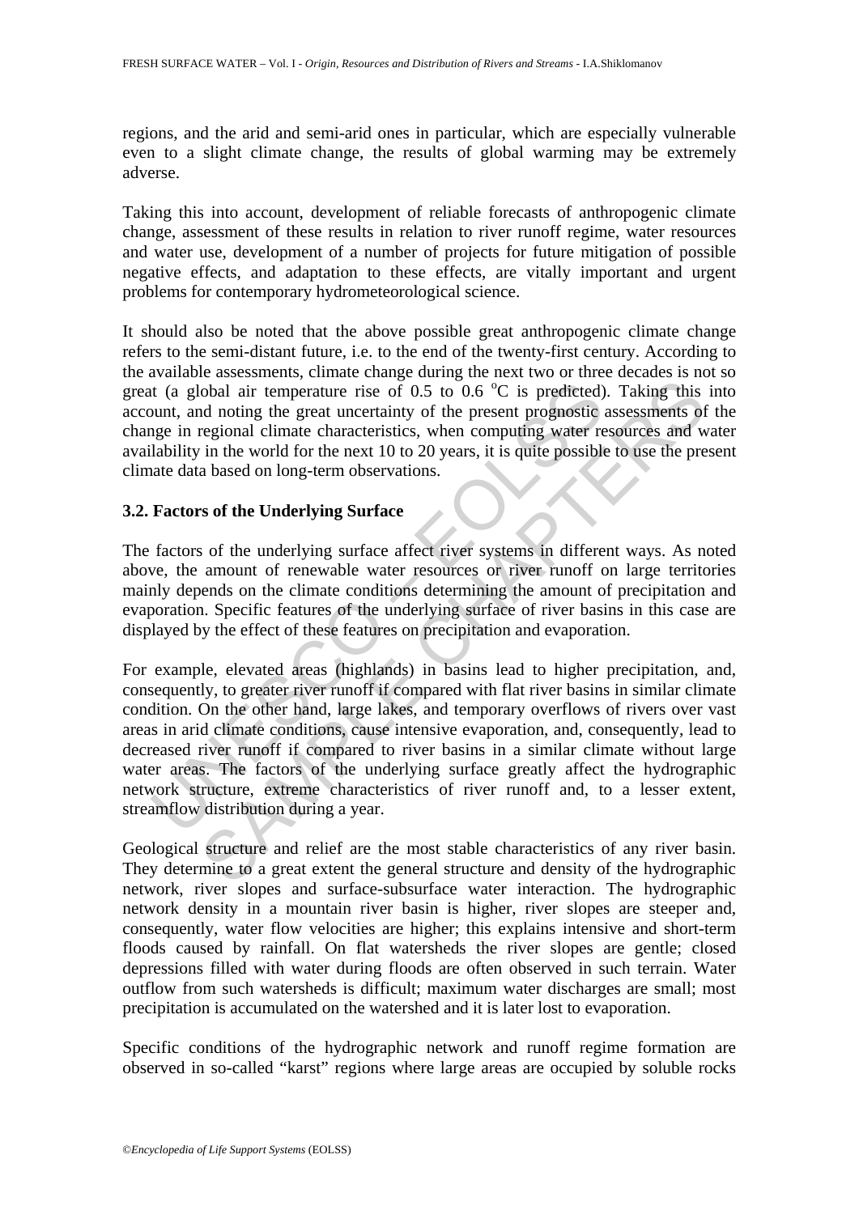regions, and the arid and semi-arid ones in particular, which are especially vulnerable even to a slight climate change, the results of global warming may be extremely adverse.

Taking this into account, development of reliable forecasts of anthropogenic climate change, assessment of these results in relation to river runoff regime, water resources and water use, development of a number of projects for future mitigation of possible negative effects, and adaptation to these effects, are vitally important and urgent problems for contemporary hydrometeorological science.

It should also be noted that the above possible great anthropogenic climate change refers to the semi-distant future, i.e. to the end of the twenty-first century. According to the available assessments, climate change during the next two or three decades is not so great (a global air temperature rise of 0.5 to 0.6 $^{o}$C is predicted). Taking this into account, and noting the great uncertainty of the present prognostic assessments of the change in regional climate characteristics, when computing water resources and water availability in the world for the next 10 to 20 years, it is quite possible to use the present climate data based on long-term observations.

## 3.2. Factors of the Underlying Surface

The factors of the underlying surface affect river systems in different ways. As noted above, the amount of renewable water resources or river runoff on large territories mainly depends on the climate conditions determining the amount of precipitation and evaporation. Specific features of the underlying surface of river basins in this case are displayed by the effect of these features on precipitation and evaporation.

For example, elevated areas (highlands) in basins lead to higher precipitation, and, consequently, to greater river runoff if compared with flat river basins in similar climate condition. On the other hand, large lakes, and temporary overflows of rivers over vast areas in arid climate conditions, cause intensive evaporation, and, consequently, lead to decreased river runoff if compared to river basins in a similar climate without large water areas. The factors of the underlying surface greatly affect the hydrographic network structure, extreme characteristics of river runoff and, to a lesser extent, streamflow distribution during a year.

Geological structure and relief are the most stable characteristics of any river basin. They determine to a great extent the general structure and density of the hydrographic network, river slopes and surface-subsurface water interaction. The hydrographic network density in a mountain river basin is higher, river slopes are steeper and, consequently, water flow velocities are higher; this explains intensive and short-term floods caused by rainfall. On flat watersheds the river slopes are gentle; closed depressions filled with water during floods are often observed in such terrain. Water outflow from such watersheds is difficult; maximum water discharges are small; most precipitation is accumulated on the watershed and it is later lost to evaporation.

Specific conditions of the hydrographic network and runoff regime formation are observed in so-called “karst” regions where large areas are occupied by soluble rocks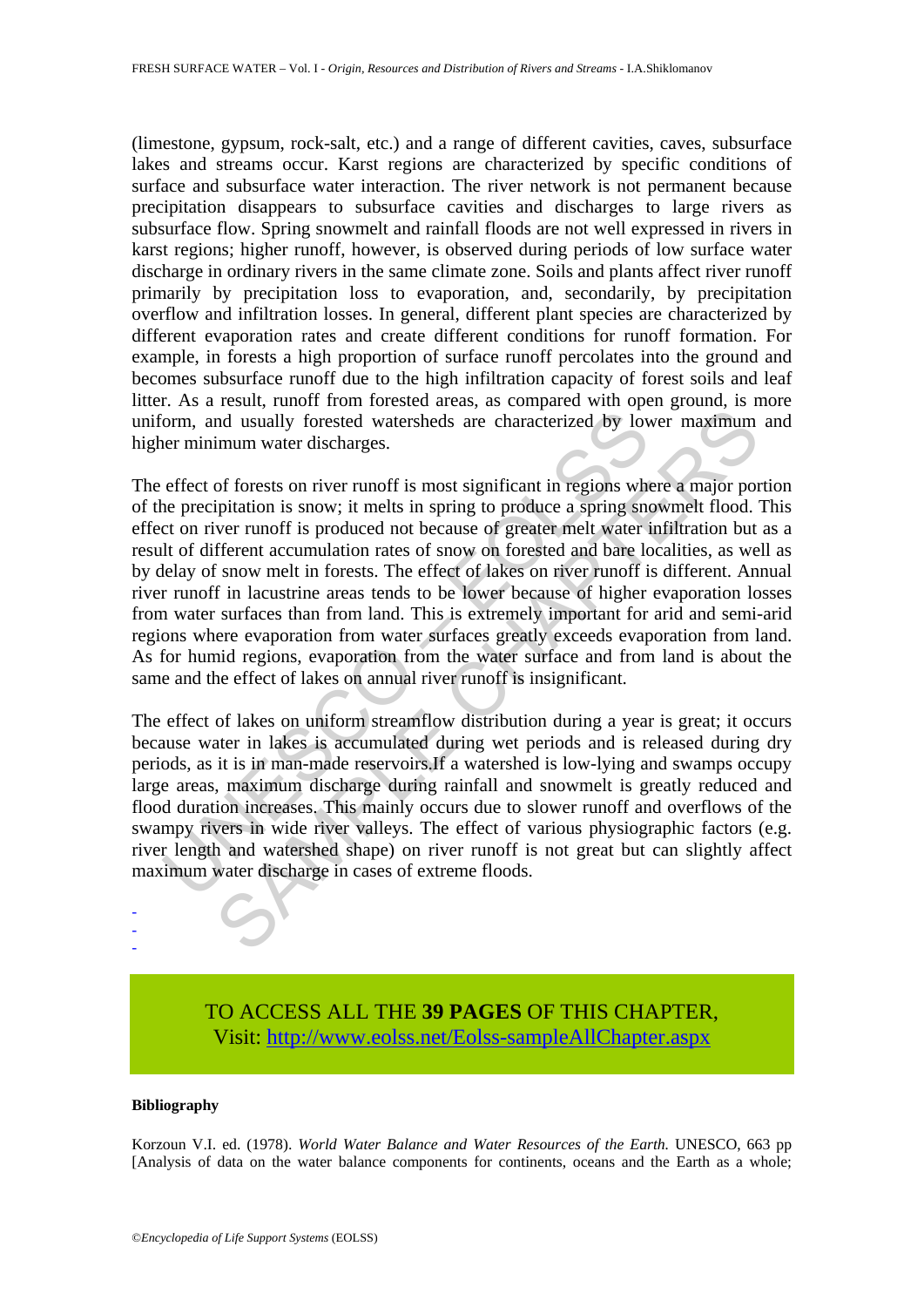(limestone, gypsum, rock-salt, etc.) and a range of different cavities, caves, subsurface lakes and streams occur. Karst regions are characterized by specific conditions of surface and subsurface water interaction. The river network is not permanent because precipitation disappears to subsurface cavities and discharges to large rivers as subsurface flow. Spring snowmelt and rainfall floods are not well expressed in rivers in karst regions; higher runoff, however, is observed during periods of low surface water discharge in ordinary rivers in the same climate zone. Soils and plants affect river runoff primarily by precipitation loss to evaporation, and, secondarily, by precipitation overflow and infiltration losses. In general, different plant species are characterized by different evaporation rates and create different conditions for runoff formation. For example, in forests a high proportion of surface runoff percolates into the ground and becomes subsurface runoff due to the high infiltration capacity of forest soils and leaf litter. As a result, runoff from forested areas, as compared with open ground, is more uniform, and usually forested watersheds are characterized by lower maximum and higher minimum water discharges.

The effect of forests on river runoff is most significant in regions where a major portion of the precipitation is snow; it melts in spring to produce a spring snowmelt flood. This effect on river runoff is produced not because of greater melt water infiltration but as a result of different accumulation rates of snow on forested and bare localities, as well as by delay of snow melt in forests. The effect of lakes on river runoff is different. Annual river runoff in lacustrine areas tends to be lower because of higher evaporation losses from water surfaces than from land. This is extremely important for arid and semi-arid regions where evaporation from water surfaces greatly exceeds evaporation from land. As for humid regions, evaporation from the water surface and from land is about the same and the effect of lakes on annual river runoff is insignificant.

The effect of lakes on uniform streamflow distribution during a year is great; it occurs because water in lakes is accumulated during wet periods and is released during dry periods, as it is in man-made reservoirs.If a watershed is low-lying and swamps occupy large areas, maximum discharge during rainfall and snowmelt is greatly reduced and flood duration increases. This mainly occurs due to slower runoff and overflows of the swampy rivers in wide river valleys. The effect of various physiographic factors (e.g. river length and watershed shape) on river runoff is not great but can slightly affect maximum water discharge in cases of extreme floods.

-
-
-

TO ACCESS ALL THE **39 PAGES** OF THIS CHAPTER,
Visit: http://www.eolss.net/Eolss-sampleAllChapter.aspx

**Bibliography**

Korzoun V.I. ed. (1978). *World Water Balance and Water Resources of the Earth.* UNESCO, 663 pp [Analysis of data on the water balance components for continents, oceans and the Earth as a whole;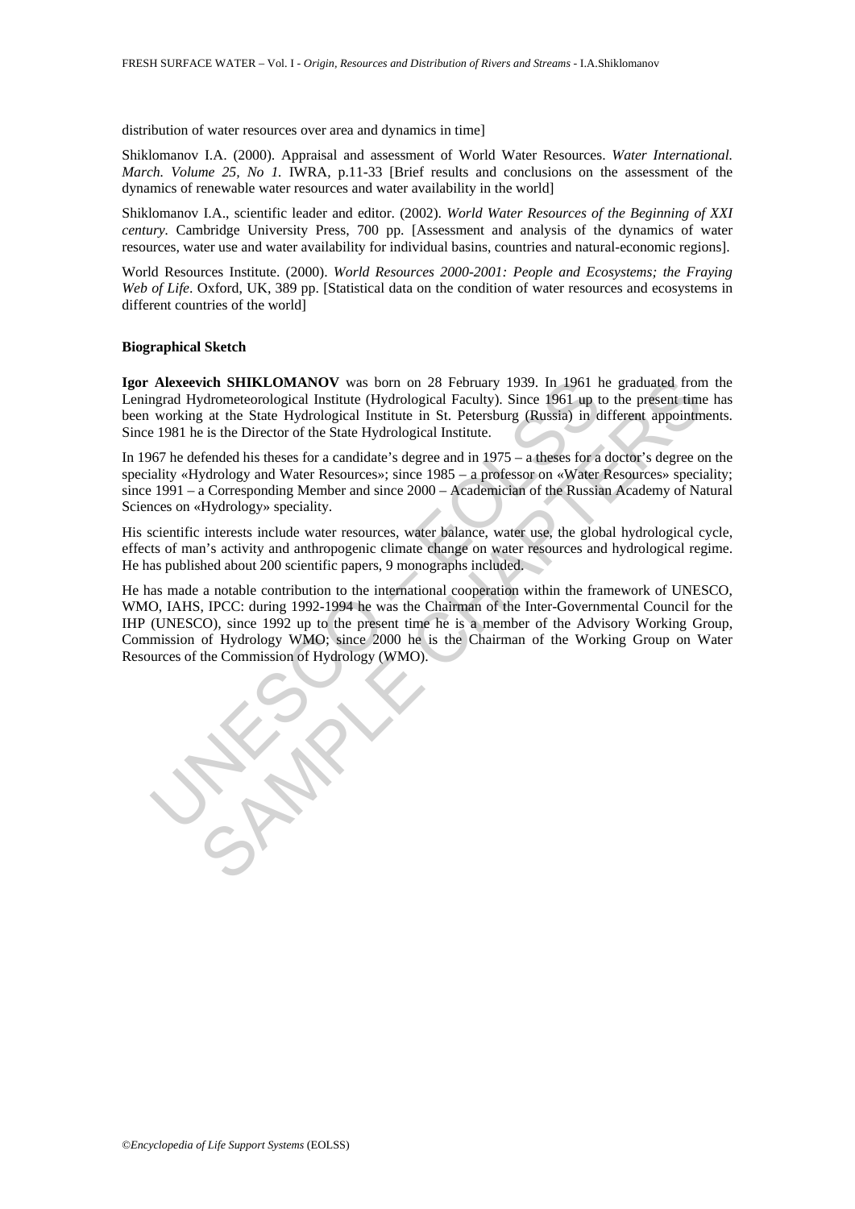distribution of water resources over area and dynamics in time]

Shiklomanov I.A. (2000). Appraisal and assessment of World Water Resources. *Water International. March. Volume 25, No 1.* IWRA, p.11-33 [Brief results and conclusions on the assessment of the dynamics of renewable water resources and water availability in the world]

Shiklomanov I.A., scientific leader and editor. (2002). *World Water Resources of the Beginning of XXI century.* Cambridge University Press, 700 pp. [Assessment and analysis of the dynamics of water resources, water use and water availability for individual basins, countries and natural-economic regions].

World Resources Institute. (2000). *World Resources 2000-2001: People and Ecosystems; the Fraying Web of Life*. Oxford, UK, 389 pp. [Statistical data on the condition of water resources and ecosystems in different countries of the world]

**Biographical Sketch**

**Igor Alexeevich SHIKLOMANOV** was born on 28 February 1939. In 1961 he graduated from the Leningrad Hydrometeorological Institute (Hydrological Faculty). Since 1961 up to the present time has been working at the State Hydrological Institute in St. Petersburg (Russia) in different appointments. Since 1981 he is the Director of the State Hydrological Institute.

In 1967 he defended his theses for a candidate's degree and in 1975 – a theses for a doctor's degree on the speciality «Hydrology and Water Resources»; since 1985 – a professor on «Water Resources» speciality; since 1991 – a Corresponding Member and since 2000 – Academician of the Russian Academy of Natural Sciences on «Hydrology» speciality.

His scientific interests include water resources, water balance, water use, the global hydrological cycle, effects of man's activity and anthropogenic climate change on water resources and hydrological regime. He has published about 200 scientific papers, 9 monographs included.

He has made a notable contribution to the international cooperation within the framework of UNESCO, WMO, IAHS, IPCC: during 1992-1994 he was the Chairman of the Inter-Governmental Council for the IHP (UNESCO), since 1992 up to the present time he is a member of the Advisory Working Group, Commission of Hydrology WMO; since 2000 he is the Chairman of the Working Group on Water Resources of the Commission of Hydrology (WMO).